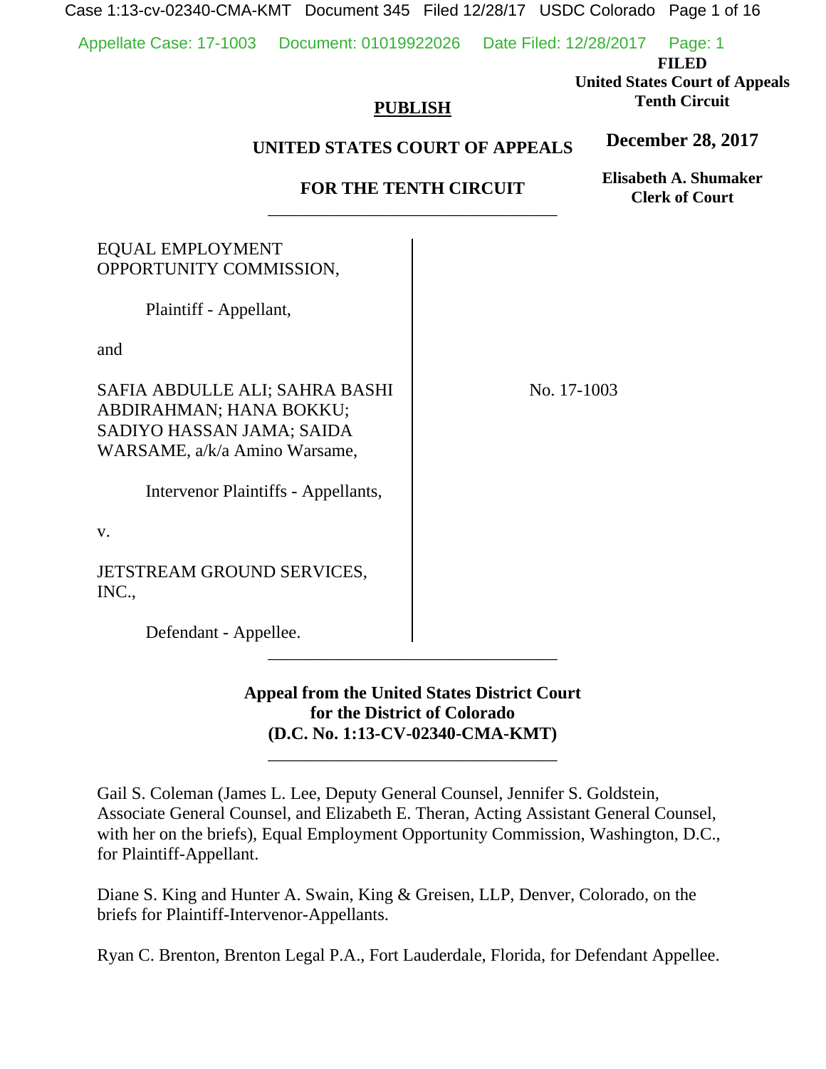**FILED**
**United States Court of Appeals**
**Tenth Circuit**

**December 28, 2017**

**Elisabeth A. Shumaker**
**Clerk of Court**

**PUBLISH**

**UNITED STATES COURT OF APPEALS**

**FOR THE TENTH CIRCUIT**

---

EQUAL EMPLOYMENT OPPORTUNITY COMMISSION,

Plaintiff - Appellant,

and

SAFIA ABDULLE ALI; SAHRA BASHI ABDIRAHMAN; HANA BOKKU; SADIYO HASSAN JAMA; SAIDA WARSAME, a/k/a Amino Warsame,

Intervenor Plaintiffs - Appellants,

v.

JETSTREAM GROUND SERVICES, INC.,

Defendant - Appellee.

No. 17-1003

---

**Appeal from the United States District Court for the District of Colorado (D.C. No. 1:13-CV-02340-CMA-KMT)**

---

Gail S. Coleman (James L. Lee, Deputy General Counsel, Jennifer S. Goldstein, Associate General Counsel, and Elizabeth E. Theran, Acting Assistant General Counsel, with her on the briefs), Equal Employment Opportunity Commission, Washington, D.C., for Plaintiff-Appellant.

Diane S. King and Hunter A. Swain, King & Greisen, LLP, Denver, Colorado, on the briefs for Plaintiff-Intervenor-Appellants.

Ryan C. Brenton, Brenton Legal P.A., Fort Lauderdale, Florida, for Defendant Appellee.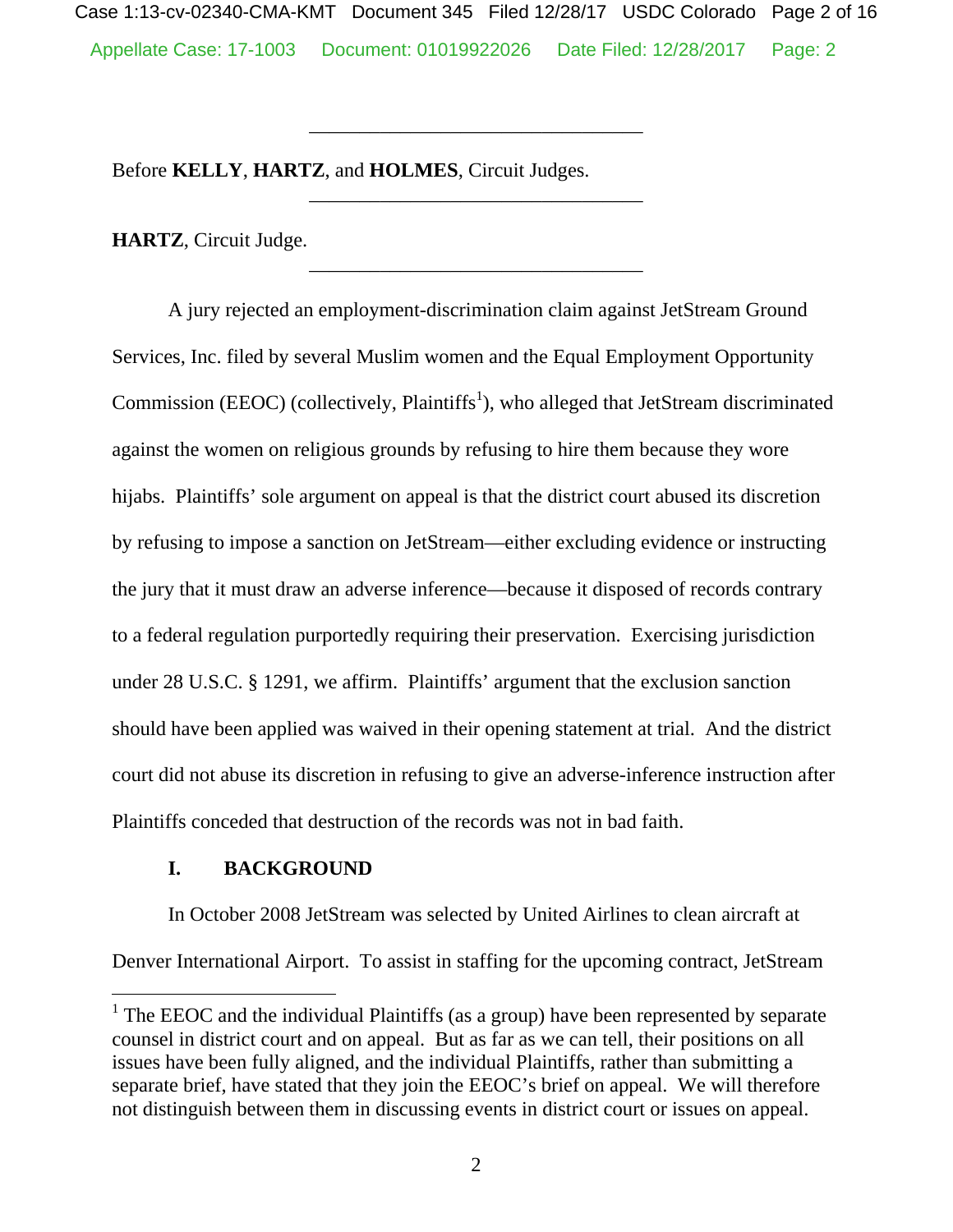Before **KELLY**, **HARTZ**, and **HOLMES**, Circuit Judges.

**HARTZ**, Circuit Judge.

A jury rejected an employment-discrimination claim against JetStream Ground Services, Inc. filed by several Muslim women and the Equal Employment Opportunity Commission (EEOC) (collectively, Plaintiffs[1]), who alleged that JetStream discriminated against the women on religious grounds by refusing to hire them because they wore hijabs. Plaintiffs' sole argument on appeal is that the district court abused its discretion by refusing to impose a sanction on JetStream—either excluding evidence or instructing the jury that it must draw an adverse inference—because it disposed of records contrary to a federal regulation purportedly requiring their preservation. Exercising jurisdiction under 28 U.S.C. § 1291, we affirm. Plaintiffs' argument that the exclusion sanction should have been applied was waived in their opening statement at trial. And the district court did not abuse its discretion in refusing to give an adverse-inference instruction after Plaintiffs conceded that destruction of the records was not in bad faith.

## I. BACKGROUND

In October 2008 JetStream was selected by United Airlines to clean aircraft at Denver International Airport. To assist in staffing for the upcoming contract, JetStream

[1] The EEOC and the individual Plaintiffs (as a group) have been represented by separate counsel in district court and on appeal. But as far as we can tell, their positions on all issues have been fully aligned, and the individual Plaintiffs, rather than submitting a separate brief, have stated that they join the EEOC's brief on appeal. We will therefore not distinguish between them in discussing events in district court or issues on appeal.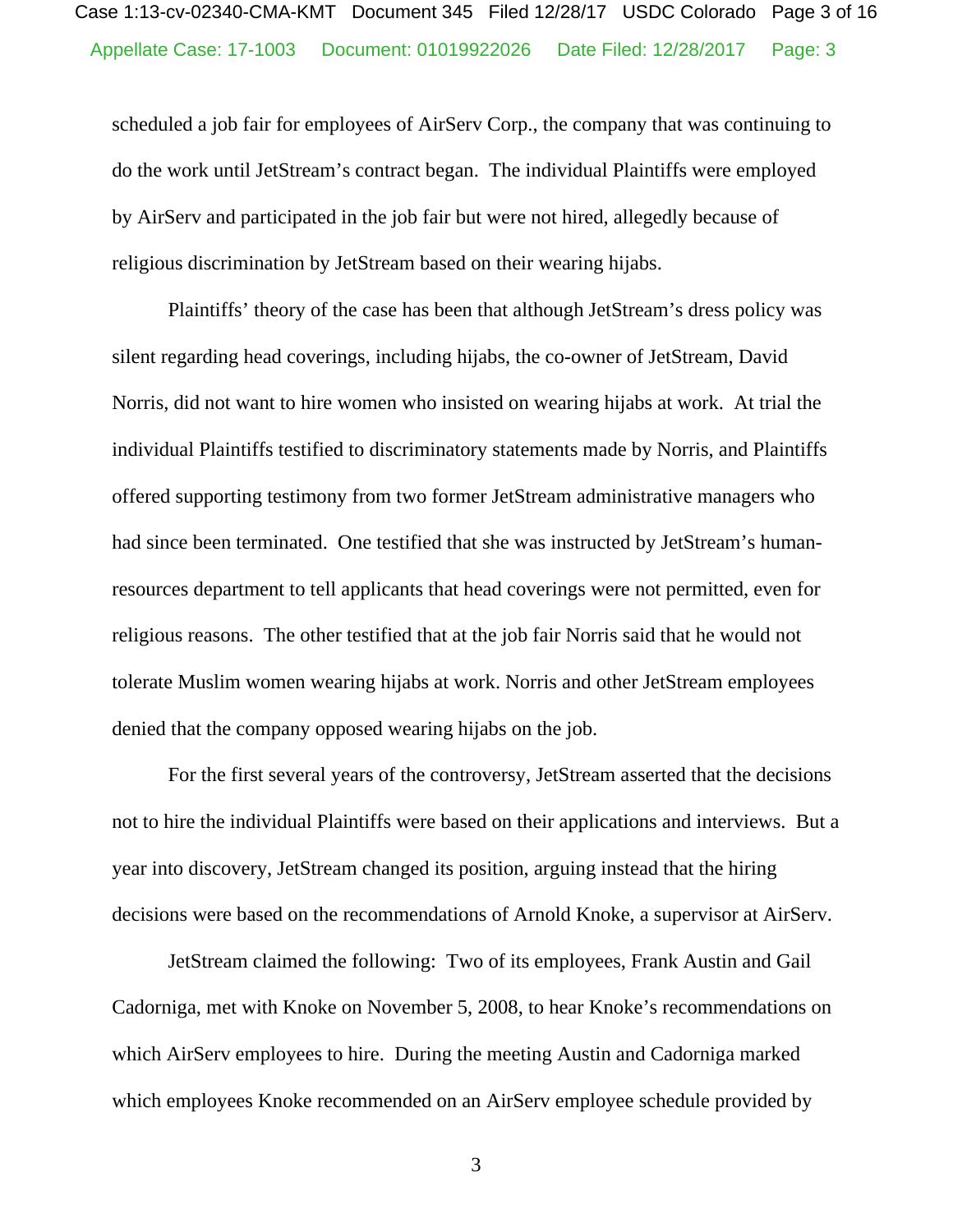scheduled a job fair for employees of AirServ Corp., the company that was continuing to do the work until JetStream's contract began. The individual Plaintiffs were employed by AirServ and participated in the job fair but were not hired, allegedly because of religious discrimination by JetStream based on their wearing hijabs.

Plaintiffs' theory of the case has been that although JetStream's dress policy was silent regarding head coverings, including hijabs, the co-owner of JetStream, David Norris, did not want to hire women who insisted on wearing hijabs at work. At trial the individual Plaintiffs testified to discriminatory statements made by Norris, and Plaintiffs offered supporting testimony from two former JetStream administrative managers who had since been terminated. One testified that she was instructed by JetStream's human-resources department to tell applicants that head coverings were not permitted, even for religious reasons. The other testified that at the job fair Norris said that he would not tolerate Muslim women wearing hijabs at work. Norris and other JetStream employees denied that the company opposed wearing hijabs on the job.

For the first several years of the controversy, JetStream asserted that the decisions not to hire the individual Plaintiffs were based on their applications and interviews. But a year into discovery, JetStream changed its position, arguing instead that the hiring decisions were based on the recommendations of Arnold Knoke, a supervisor at AirServ.

JetStream claimed the following: Two of its employees, Frank Austin and Gail Cadorniga, met with Knoke on November 5, 2008, to hear Knoke's recommendations on which AirServ employees to hire. During the meeting Austin and Cadorniga marked which employees Knoke recommended on an AirServ employee schedule provided by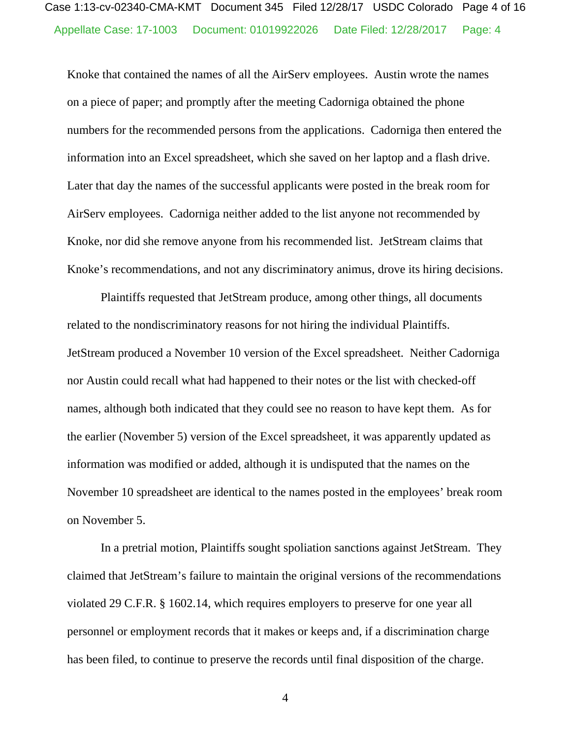Knoke that contained the names of all the AirServ employees. Austin wrote the names on a piece of paper; and promptly after the meeting Cadorniga obtained the phone numbers for the recommended persons from the applications. Cadorniga then entered the information into an Excel spreadsheet, which she saved on her laptop and a flash drive. Later that day the names of the successful applicants were posted in the break room for AirServ employees. Cadorniga neither added to the list anyone not recommended by Knoke, nor did she remove anyone from his recommended list. JetStream claims that Knoke's recommendations, and not any discriminatory animus, drove its hiring decisions.

Plaintiffs requested that JetStream produce, among other things, all documents related to the nondiscriminatory reasons for not hiring the individual Plaintiffs. JetStream produced a November 10 version of the Excel spreadsheet. Neither Cadorniga nor Austin could recall what had happened to their notes or the list with checked-off names, although both indicated that they could see no reason to have kept them. As for the earlier (November 5) version of the Excel spreadsheet, it was apparently updated as information was modified or added, although it is undisputed that the names on the November 10 spreadsheet are identical to the names posted in the employees' break room on November 5.

In a pretrial motion, Plaintiffs sought spoliation sanctions against JetStream. They claimed that JetStream's failure to maintain the original versions of the recommendations violated 29 C.F.R. § 1602.14, which requires employers to preserve for one year all personnel or employment records that it makes or keeps and, if a discrimination charge has been filed, to continue to preserve the records until final disposition of the charge.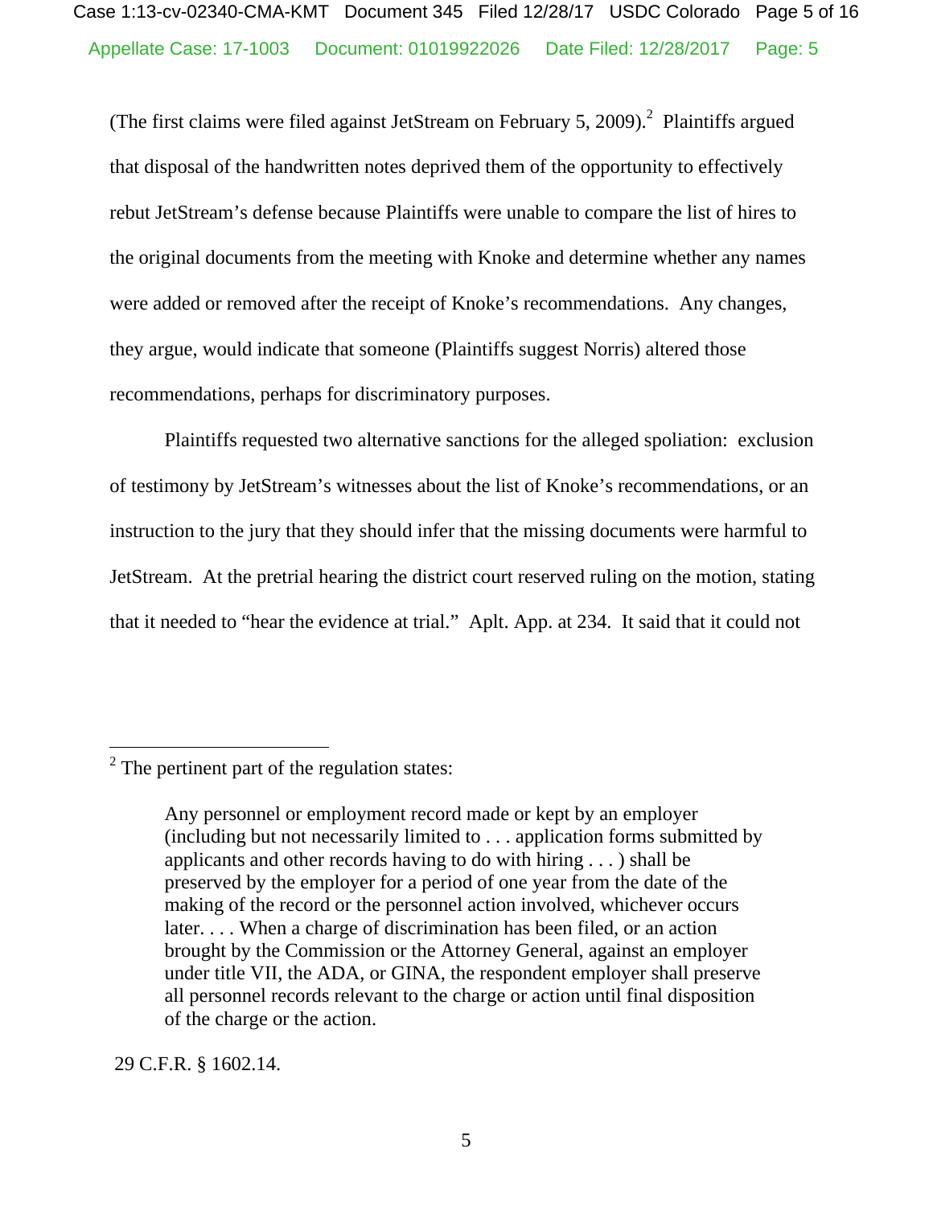(The first claims were filed against JetStream on February 5, 2009).[2] Plaintiffs argued that disposal of the handwritten notes deprived them of the opportunity to effectively rebut JetStream's defense because Plaintiffs were unable to compare the list of hires to the original documents from the meeting with Knoke and determine whether any names were added or removed after the receipt of Knoke's recommendations. Any changes, they argue, would indicate that someone (Plaintiffs suggest Norris) altered those recommendations, perhaps for discriminatory purposes.

Plaintiffs requested two alternative sanctions for the alleged spoliation: exclusion of testimony by JetStream's witnesses about the list of Knoke's recommendations, or an instruction to the jury that they should infer that the missing documents were harmful to JetStream. At the pretrial hearing the district court reserved ruling on the motion, stating that it needed to "hear the evidence at trial." Aplt. App. at 234. It said that it could not

---

[2] The pertinent part of the regulation states:

> Any personnel or employment record made or kept by an employer (including but not necessarily limited to . . . application forms submitted by applicants and other records having to do with hiring . . . ) shall be preserved by the employer for a period of one year from the date of the making of the record or the personnel action involved, whichever occurs later. . . . When a charge of discrimination has been filed, or an action brought by the Commission or the Attorney General, against an employer under title VII, the ADA, or GINA, the respondent employer shall preserve all personnel records relevant to the charge or action until final disposition of the charge or the action.

29 C.F.R. § 1602.14.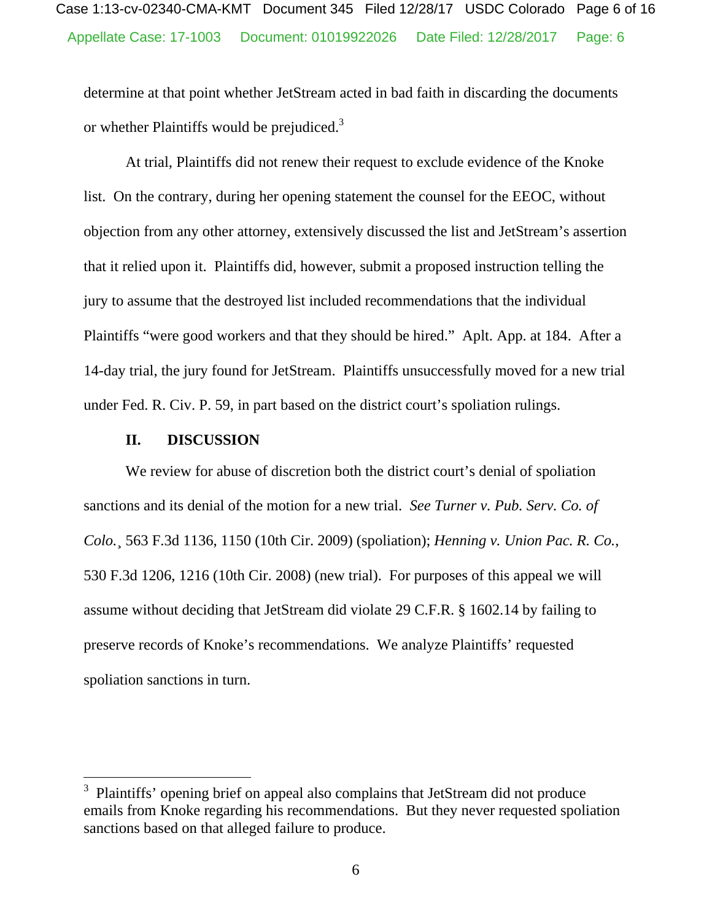determine at that point whether JetStream acted in bad faith in discarding the documents or whether Plaintiffs would be prejudiced.[3]

At trial, Plaintiffs did not renew their request to exclude evidence of the Knoke list. On the contrary, during her opening statement the counsel for the EEOC, without objection from any other attorney, extensively discussed the list and JetStream's assertion that it relied upon it. Plaintiffs did, however, submit a proposed instruction telling the jury to assume that the destroyed list included recommendations that the individual Plaintiffs "were good workers and that they should be hired." Aplt. App. at 184. After a 14-day trial, the jury found for JetStream. Plaintiffs unsuccessfully moved for a new trial under Fed. R. Civ. P. 59, in part based on the district court's spoliation rulings.

## II. DISCUSSION

We review for abuse of discretion both the district court's denial of spoliation sanctions and its denial of the motion for a new trial. *See Turner v. Pub. Serv. Co. of Colo.*¸ 563 F.3d 1136, 1150 (10th Cir. 2009) (spoliation); *Henning v. Union Pac. R. Co.*, 530 F.3d 1206, 1216 (10th Cir. 2008) (new trial). For purposes of this appeal we will assume without deciding that JetStream did violate 29 C.F.R. § 1602.14 by failing to preserve records of Knoke's recommendations. We analyze Plaintiffs' requested spoliation sanctions in turn.

---

[3] Plaintiffs' opening brief on appeal also complains that JetStream did not produce emails from Knoke regarding his recommendations. But they never requested spoliation sanctions based on that alleged failure to produce.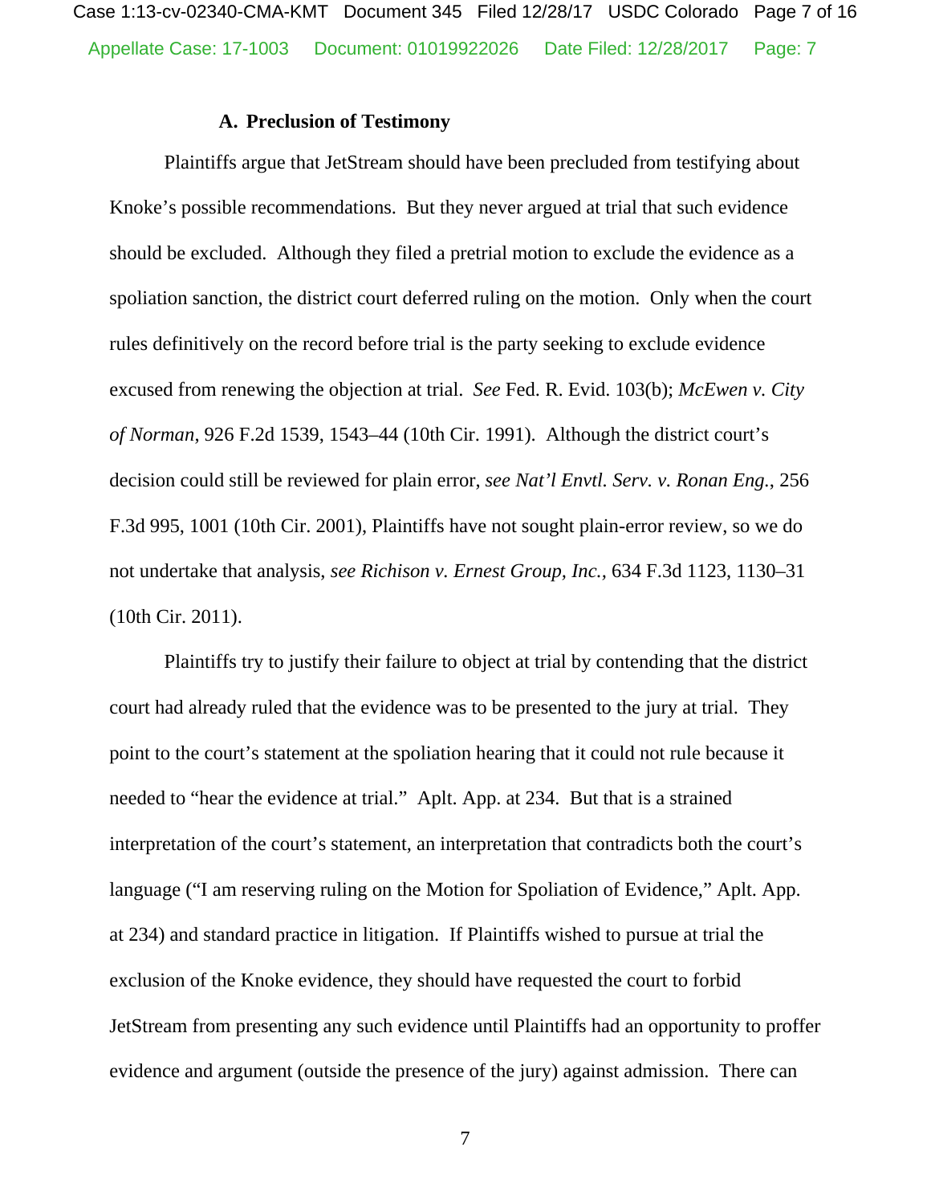### A. Preclusion of Testimony

Plaintiffs argue that JetStream should have been precluded from testifying about Knoke's possible recommendations. But they never argued at trial that such evidence should be excluded. Although they filed a pretrial motion to exclude the evidence as a spoliation sanction, the district court deferred ruling on the motion. Only when the court rules definitively on the record before trial is the party seeking to exclude evidence excused from renewing the objection at trial. *See* Fed. R. Evid. 103(b); *McEwen v. City of Norman*, 926 F.2d 1539, 1543–44 (10th Cir. 1991). Although the district court's decision could still be reviewed for plain error, *see Nat'l Envtl. Serv. v. Ronan Eng.*, 256 F.3d 995, 1001 (10th Cir. 2001), Plaintiffs have not sought plain-error review, so we do not undertake that analysis, *see Richison v. Ernest Group, Inc.*, 634 F.3d 1123, 1130–31 (10th Cir. 2011).

Plaintiffs try to justify their failure to object at trial by contending that the district court had already ruled that the evidence was to be presented to the jury at trial. They point to the court's statement at the spoliation hearing that it could not rule because it needed to "hear the evidence at trial." Aplt. App. at 234. But that is a strained interpretation of the court's statement, an interpretation that contradicts both the court's language ("I am reserving ruling on the Motion for Spoliation of Evidence," Aplt. App. at 234) and standard practice in litigation. If Plaintiffs wished to pursue at trial the exclusion of the Knoke evidence, they should have requested the court to forbid JetStream from presenting any such evidence until Plaintiffs had an opportunity to proffer evidence and argument (outside the presence of the jury) against admission. There can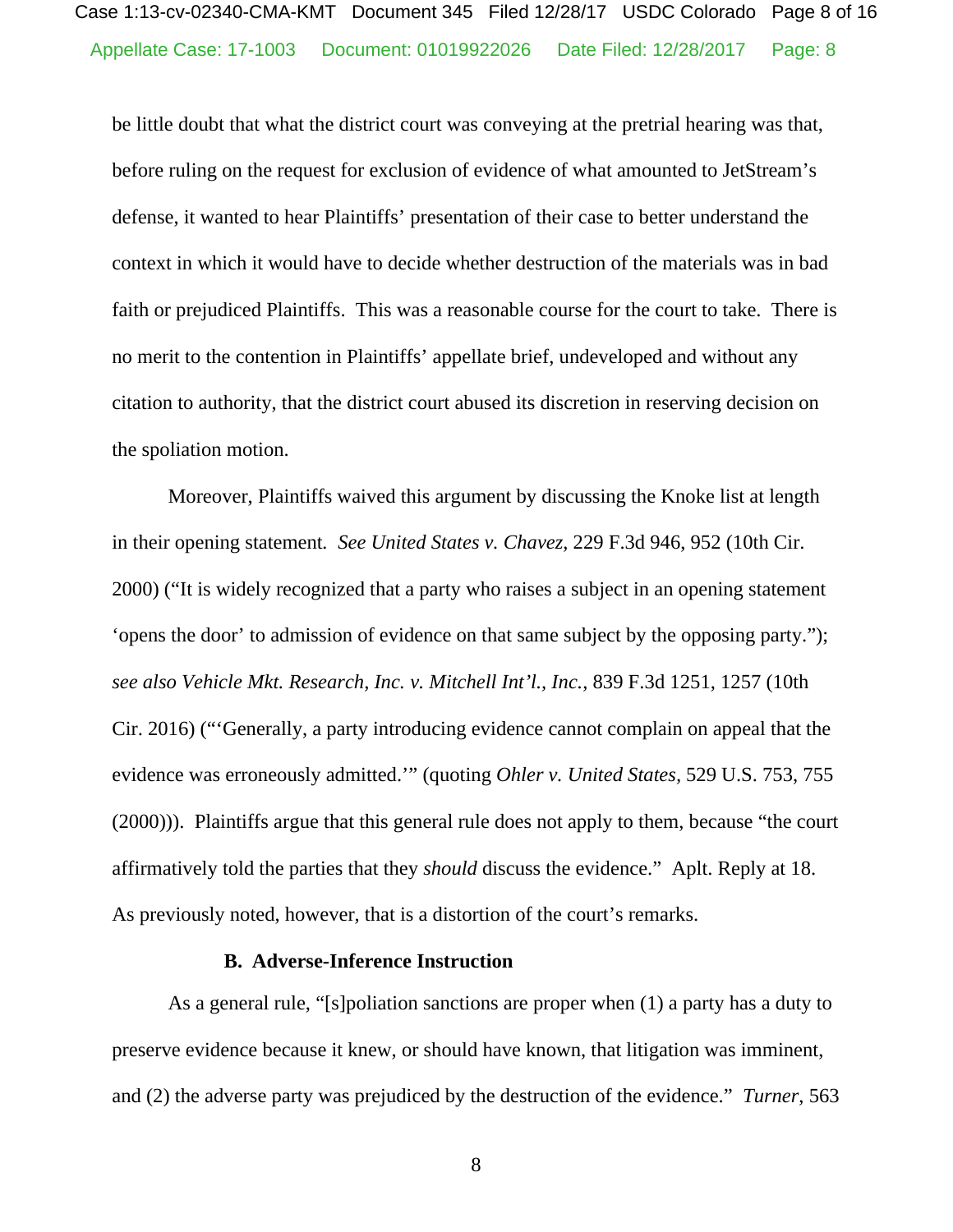be little doubt that what the district court was conveying at the pretrial hearing was that, before ruling on the request for exclusion of evidence of what amounted to JetStream's defense, it wanted to hear Plaintiffs' presentation of their case to better understand the context in which it would have to decide whether destruction of the materials was in bad faith or prejudiced Plaintiffs. This was a reasonable course for the court to take. There is no merit to the contention in Plaintiffs' appellate brief, undeveloped and without any citation to authority, that the district court abused its discretion in reserving decision on the spoliation motion.

Moreover, Plaintiffs waived this argument by discussing the Knoke list at length in their opening statement. *See United States v. Chavez*, 229 F.3d 946, 952 (10th Cir. 2000) ("It is widely recognized that a party who raises a subject in an opening statement 'opens the door' to admission of evidence on that same subject by the opposing party."); *see also Vehicle Mkt. Research, Inc. v. Mitchell Int'l., Inc.*, 839 F.3d 1251, 1257 (10th Cir. 2016) ("'Generally, a party introducing evidence cannot complain on appeal that the evidence was erroneously admitted.'" (quoting *Ohler v. United States*, 529 U.S. 753, 755 (2000))). Plaintiffs argue that this general rule does not apply to them, because "the court affirmatively told the parties that they *should* discuss the evidence." Aplt. Reply at 18. As previously noted, however, that is a distortion of the court's remarks.

### B. Adverse-Inference Instruction

As a general rule, "[s]poliation sanctions are proper when (1) a party has a duty to preserve evidence because it knew, or should have known, that litigation was imminent, and (2) the adverse party was prejudiced by the destruction of the evidence." *Turner*, 563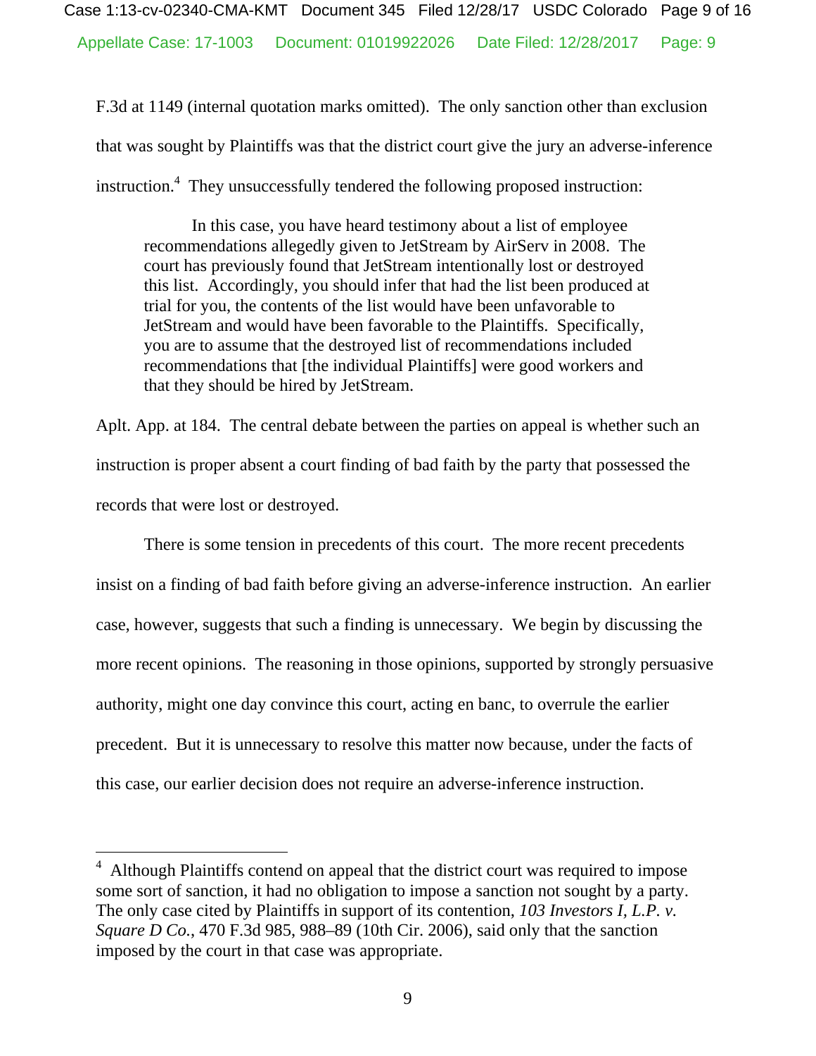F.3d at 1149 (internal quotation marks omitted). The only sanction other than exclusion that was sought by Plaintiffs was that the district court give the jury an adverse-inference instruction.[4] They unsuccessfully tendered the following proposed instruction:

> In this case, you have heard testimony about a list of employee recommendations allegedly given to JetStream by AirServ in 2008. The court has previously found that JetStream intentionally lost or destroyed this list. Accordingly, you should infer that had the list been produced at trial for you, the contents of the list would have been unfavorable to JetStream and would have been favorable to the Plaintiffs. Specifically, you are to assume that the destroyed list of recommendations included recommendations that [the individual Plaintiffs] were good workers and that they should be hired by JetStream.

Aplt. App. at 184. The central debate between the parties on appeal is whether such an instruction is proper absent a court finding of bad faith by the party that possessed the records that were lost or destroyed.

There is some tension in precedents of this court. The more recent precedents insist on a finding of bad faith before giving an adverse-inference instruction. An earlier case, however, suggests that such a finding is unnecessary. We begin by discussing the more recent opinions. The reasoning in those opinions, supported by strongly persuasive authority, might one day convince this court, acting en banc, to overrule the earlier precedent. But it is unnecessary to resolve this matter now because, under the facts of this case, our earlier decision does not require an adverse-inference instruction.

---

[4] Although Plaintiffs contend on appeal that the district court was required to impose some sort of sanction, it had no obligation to impose a sanction not sought by a party. The only case cited by Plaintiffs in support of its contention, *103 Investors I, L.P. v. Square D Co.*, 470 F.3d 985, 988–89 (10th Cir. 2006), said only that the sanction imposed by the court in that case was appropriate.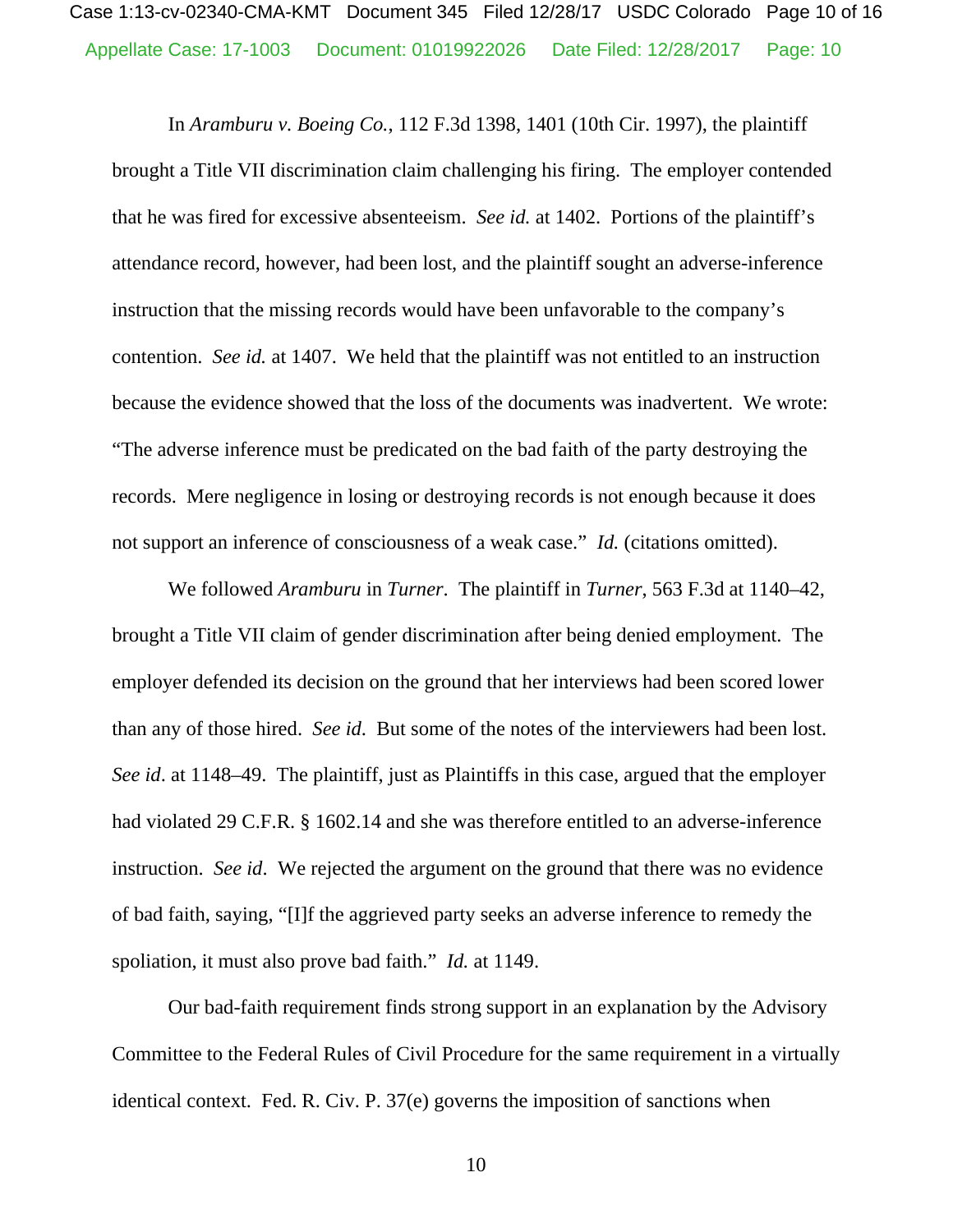In *Aramburu v. Boeing Co.*, 112 F.3d 1398, 1401 (10th Cir. 1997), the plaintiff brought a Title VII discrimination claim challenging his firing. The employer contended that he was fired for excessive absenteeism. *See id.* at 1402. Portions of the plaintiff's attendance record, however, had been lost, and the plaintiff sought an adverse-inference instruction that the missing records would have been unfavorable to the company's contention. *See id.* at 1407. We held that the plaintiff was not entitled to an instruction because the evidence showed that the loss of the documents was inadvertent. We wrote: "The adverse inference must be predicated on the bad faith of the party destroying the records. Mere negligence in losing or destroying records is not enough because it does not support an inference of consciousness of a weak case." *Id.* (citations omitted).

We followed *Aramburu* in *Turner*. The plaintiff in *Turner*, 563 F.3d at 1140–42, brought a Title VII claim of gender discrimination after being denied employment. The employer defended its decision on the ground that her interviews had been scored lower than any of those hired. *See id*. But some of the notes of the interviewers had been lost. *See id*. at 1148–49. The plaintiff, just as Plaintiffs in this case, argued that the employer had violated 29 C.F.R. § 1602.14 and she was therefore entitled to an adverse-inference instruction. *See id*. We rejected the argument on the ground that there was no evidence of bad faith, saying, "[I]f the aggrieved party seeks an adverse inference to remedy the spoliation, it must also prove bad faith." *Id.* at 1149.

Our bad-faith requirement finds strong support in an explanation by the Advisory Committee to the Federal Rules of Civil Procedure for the same requirement in a virtually identical context. Fed. R. Civ. P. 37(e) governs the imposition of sanctions when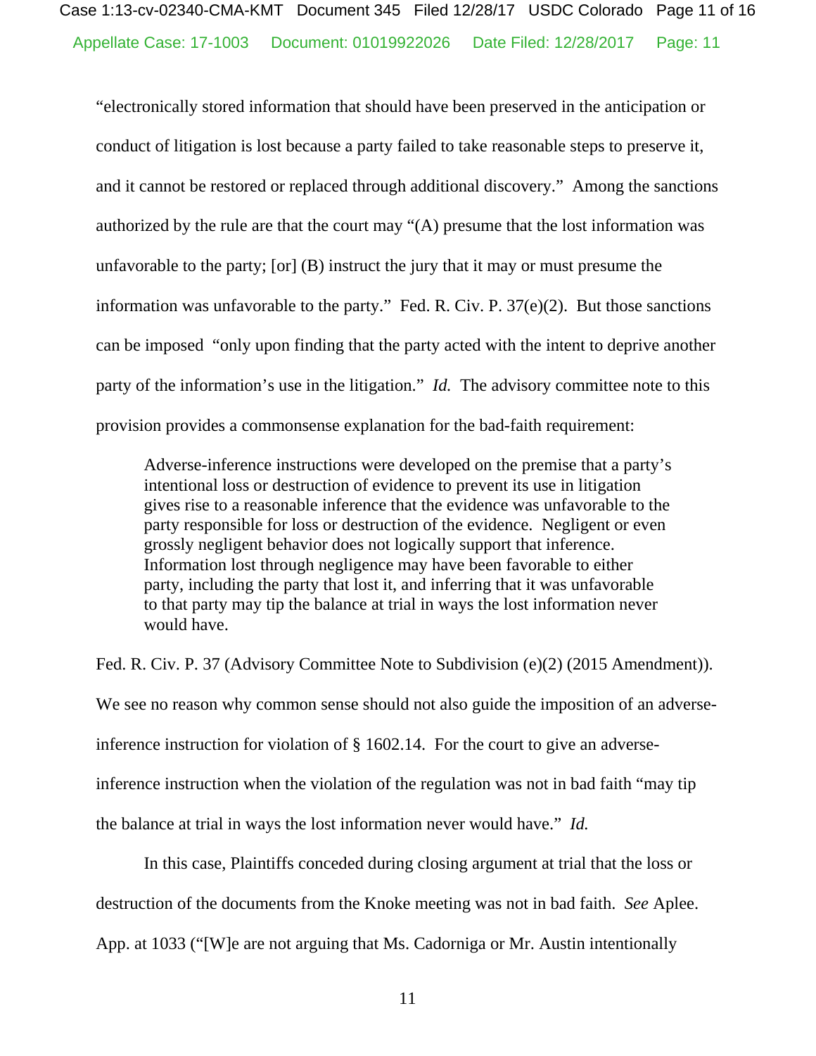"electronically stored information that should have been preserved in the anticipation or conduct of litigation is lost because a party failed to take reasonable steps to preserve it, and it cannot be restored or replaced through additional discovery." Among the sanctions authorized by the rule are that the court may "(A) presume that the lost information was unfavorable to the party; [or] (B) instruct the jury that it may or must presume the information was unfavorable to the party." Fed. R. Civ. P. 37(e)(2). But those sanctions can be imposed "only upon finding that the party acted with the intent to deprive another party of the information's use in the litigation." *Id.* The advisory committee note to this provision provides a commonsense explanation for the bad-faith requirement:

> Adverse-inference instructions were developed on the premise that a party's intentional loss or destruction of evidence to prevent its use in litigation gives rise to a reasonable inference that the evidence was unfavorable to the party responsible for loss or destruction of the evidence. Negligent or even grossly negligent behavior does not logically support that inference. Information lost through negligence may have been favorable to either party, including the party that lost it, and inferring that it was unfavorable to that party may tip the balance at trial in ways the lost information never would have.

Fed. R. Civ. P. 37 (Advisory Committee Note to Subdivision (e)(2) (2015 Amendment)). We see no reason why common sense should not also guide the imposition of an adverse-inference instruction for violation of § 1602.14. For the court to give an adverse-inference instruction when the violation of the regulation was not in bad faith "may tip the balance at trial in ways the lost information never would have." *Id.*

In this case, Plaintiffs conceded during closing argument at trial that the loss or destruction of the documents from the Knoke meeting was not in bad faith. *See* Aplee. App. at 1033 ("[W]e are not arguing that Ms. Cadorniga or Mr. Austin intentionally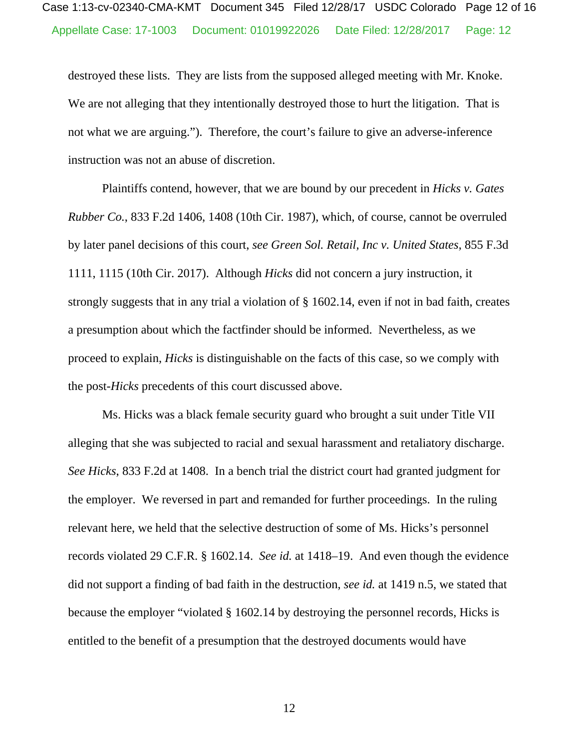destroyed these lists. They are lists from the supposed alleged meeting with Mr. Knoke. We are not alleging that they intentionally destroyed those to hurt the litigation. That is not what we are arguing."). Therefore, the court's failure to give an adverse-inference instruction was not an abuse of discretion.

Plaintiffs contend, however, that we are bound by our precedent in *Hicks v. Gates Rubber Co.*, 833 F.2d 1406, 1408 (10th Cir. 1987), which, of course, cannot be overruled by later panel decisions of this court, *see Green Sol. Retail, Inc v. United States*, 855 F.3d 1111, 1115 (10th Cir. 2017). Although *Hicks* did not concern a jury instruction, it strongly suggests that in any trial a violation of § 1602.14, even if not in bad faith, creates a presumption about which the factfinder should be informed. Nevertheless, as we proceed to explain, *Hicks* is distinguishable on the facts of this case, so we comply with the post-*Hicks* precedents of this court discussed above.

Ms. Hicks was a black female security guard who brought a suit under Title VII alleging that she was subjected to racial and sexual harassment and retaliatory discharge. *See Hicks*, 833 F.2d at 1408. In a bench trial the district court had granted judgment for the employer. We reversed in part and remanded for further proceedings. In the ruling relevant here, we held that the selective destruction of some of Ms. Hicks's personnel records violated 29 C.F.R. § 1602.14. *See id.* at 1418–19. And even though the evidence did not support a finding of bad faith in the destruction, *see id.* at 1419 n.5, we stated that because the employer "violated § 1602.14 by destroying the personnel records, Hicks is entitled to the benefit of a presumption that the destroyed documents would have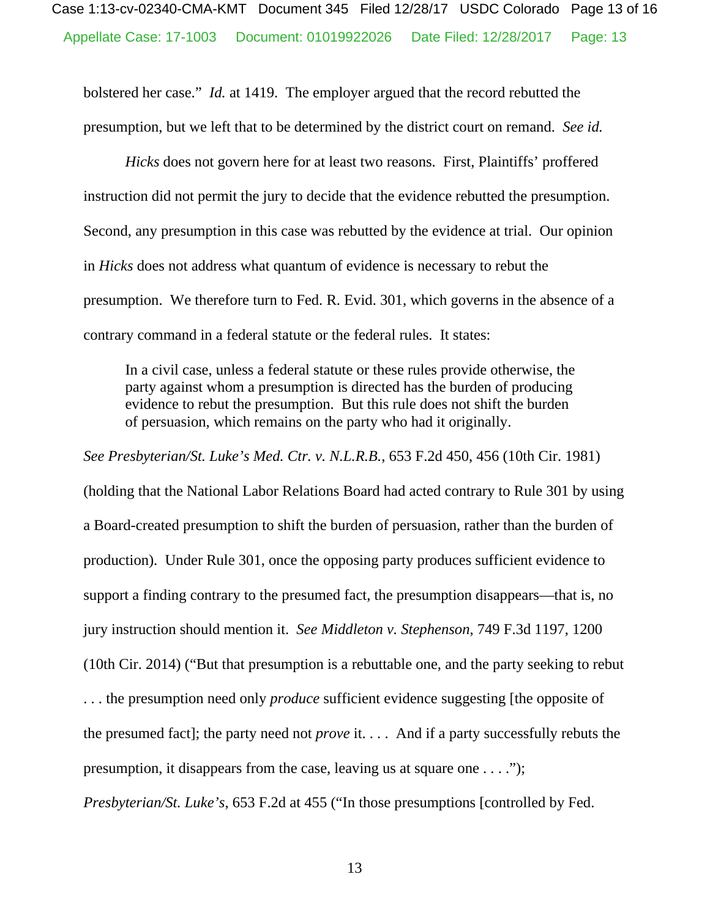bolstered her case." *Id.* at 1419. The employer argued that the record rebutted the presumption, but we left that to be determined by the district court on remand. *See id.*

*Hicks* does not govern here for at least two reasons. First, Plaintiffs' proffered instruction did not permit the jury to decide that the evidence rebutted the presumption. Second, any presumption in this case was rebutted by the evidence at trial. Our opinion in *Hicks* does not address what quantum of evidence is necessary to rebut the presumption. We therefore turn to Fed. R. Evid. 301, which governs in the absence of a contrary command in a federal statute or the federal rules. It states:

> In a civil case, unless a federal statute or these rules provide otherwise, the party against whom a presumption is directed has the burden of producing evidence to rebut the presumption. But this rule does not shift the burden of persuasion, which remains on the party who had it originally.

*See Presbyterian/St. Luke's Med. Ctr. v. N.L.R.B.*, 653 F.2d 450, 456 (10th Cir. 1981) (holding that the National Labor Relations Board had acted contrary to Rule 301 by using a Board-created presumption to shift the burden of persuasion, rather than the burden of production). Under Rule 301, once the opposing party produces sufficient evidence to support a finding contrary to the presumed fact, the presumption disappears—that is, no jury instruction should mention it. *See Middleton v. Stephenson*, 749 F.3d 1197, 1200 (10th Cir. 2014) ("But that presumption is a rebuttable one, and the party seeking to rebut . . . the presumption need only *produce* sufficient evidence suggesting [the opposite of the presumed fact]; the party need not *prove* it. . . . And if a party successfully rebuts the presumption, it disappears from the case, leaving us at square one . . . ."); *Presbyterian/St. Luke's*, 653 F.2d at 455 ("In those presumptions [controlled by Fed.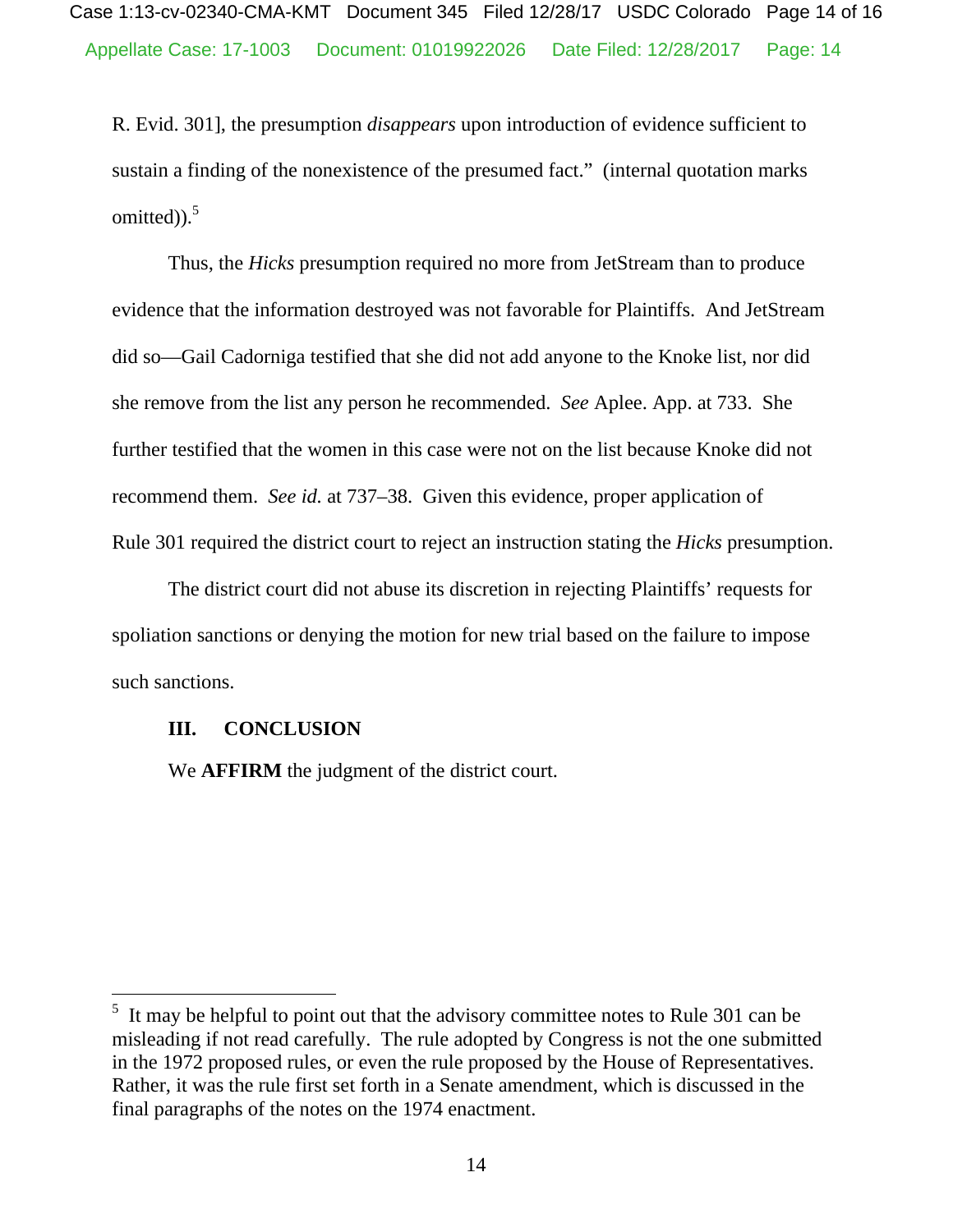R. Evid. 301], the presumption *disappears* upon introduction of evidence sufficient to sustain a finding of the nonexistence of the presumed fact." (internal quotation marks omitted)).[5]

Thus, the *Hicks* presumption required no more from JetStream than to produce evidence that the information destroyed was not favorable for Plaintiffs. And JetStream did so—Gail Cadorniga testified that she did not add anyone to the Knoke list, nor did she remove from the list any person he recommended. *See* Aplee. App. at 733. She further testified that the women in this case were not on the list because Knoke did not recommend them. *See id.* at 737–38. Given this evidence, proper application of Rule 301 required the district court to reject an instruction stating the *Hicks* presumption.

The district court did not abuse its discretion in rejecting Plaintiffs' requests for spoliation sanctions or denying the motion for new trial based on the failure to impose such sanctions.

## III. CONCLUSION

We **AFFIRM** the judgment of the district court.

---

[5] It may be helpful to point out that the advisory committee notes to Rule 301 can be misleading if not read carefully. The rule adopted by Congress is not the one submitted in the 1972 proposed rules, or even the rule proposed by the House of Representatives. Rather, it was the rule first set forth in a Senate amendment, which is discussed in the final paragraphs of the notes on the 1974 enactment.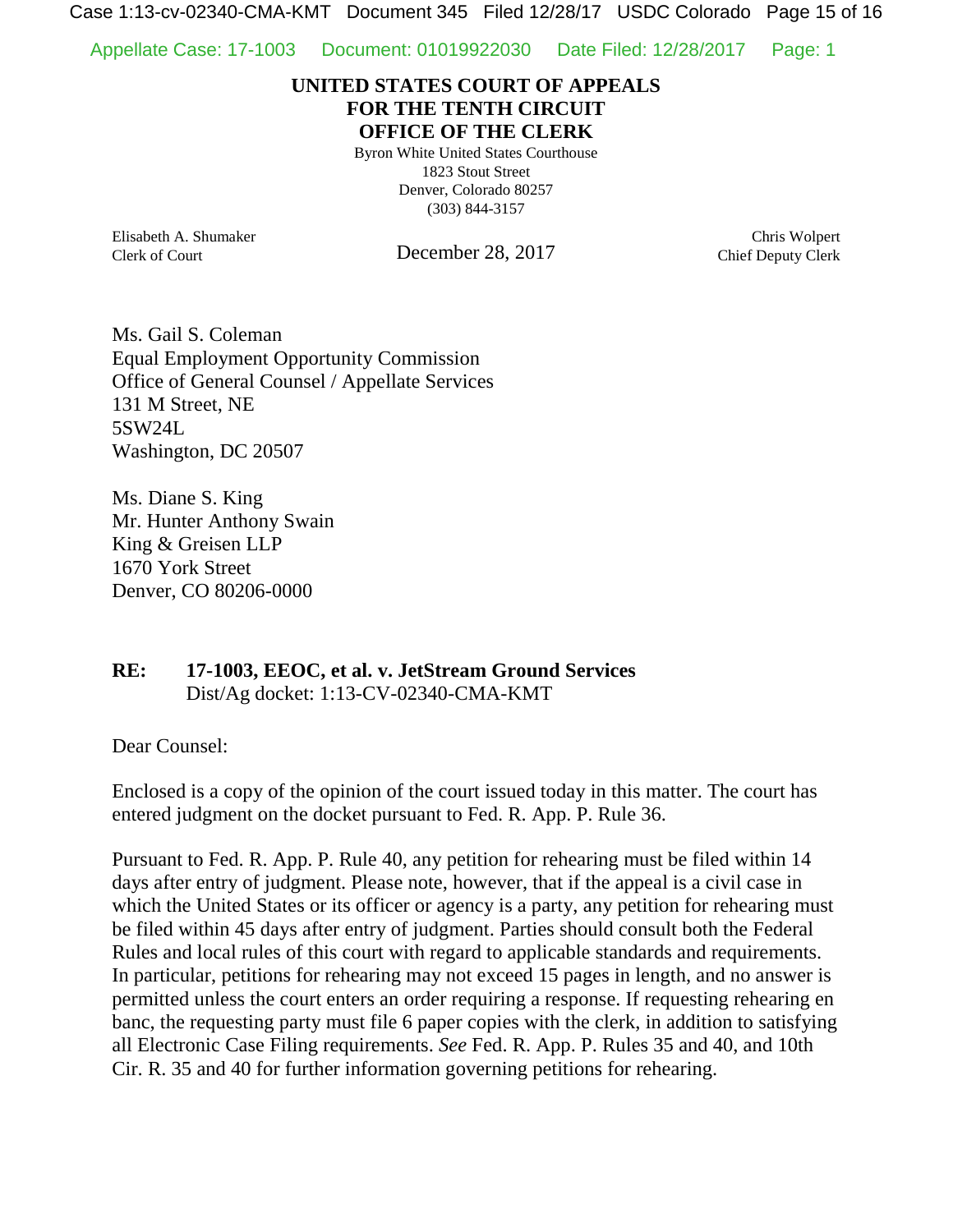**UNITED STATES COURT OF APPEALS**
**FOR THE TENTH CIRCUIT**
**OFFICE OF THE CLERK**

Byron White United States Courthouse
1823 Stout Street
Denver, Colorado 80257
(303) 844-3157

Elisabeth A. Shumaker
Clerk of Court

December 28, 2017

Chris Wolpert
Chief Deputy Clerk

Ms. Gail S. Coleman
Equal Employment Opportunity Commission
Office of General Counsel / Appellate Services
131 M Street, NE
5SW24L
Washington, DC 20507

Ms. Diane S. King
Mr. Hunter Anthony Swain
King & Greisen LLP
1670 York Street
Denver, CO 80206-0000

**RE: 17-1003, EEOC, et al. v. JetStream Ground Services**
Dist/Ag docket: 1:13-CV-02340-CMA-KMT

Dear Counsel:

Enclosed is a copy of the opinion of the court issued today in this matter. The court has entered judgment on the docket pursuant to Fed. R. App. P. Rule 36.

Pursuant to Fed. R. App. P. Rule 40, any petition for rehearing must be filed within 14 days after entry of judgment. Please note, however, that if the appeal is a civil case in which the United States or its officer or agency is a party, any petition for rehearing must be filed within 45 days after entry of judgment. Parties should consult both the Federal Rules and local rules of this court with regard to applicable standards and requirements. In particular, petitions for rehearing may not exceed 15 pages in length, and no answer is permitted unless the court enters an order requiring a response. If requesting rehearing en banc, the requesting party must file 6 paper copies with the clerk, in addition to satisfying all Electronic Case Filing requirements. *See* Fed. R. App. P. Rules 35 and 40, and 10th Cir. R. 35 and 40 for further information governing petitions for rehearing.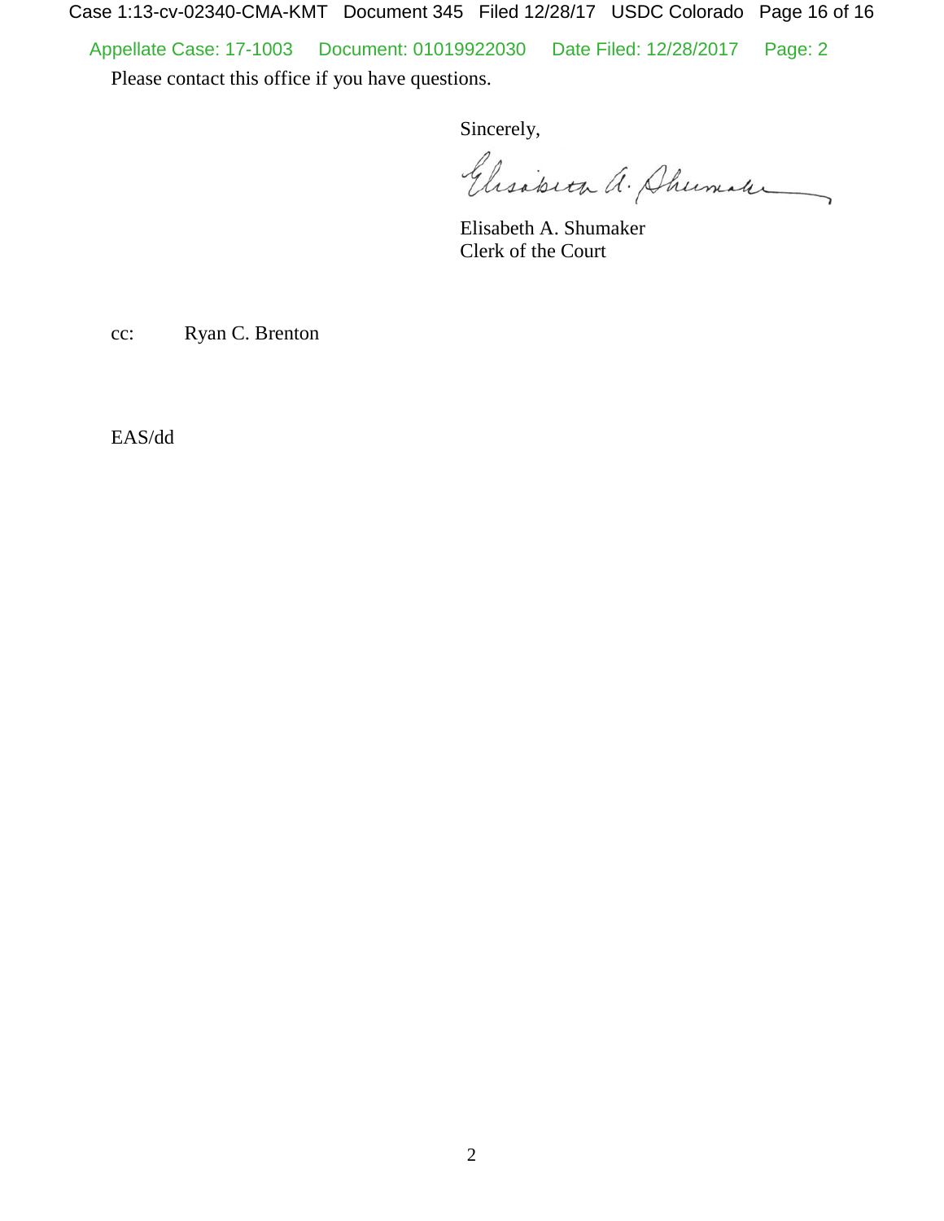Please contact this office if you have questions.

Sincerely,

Elisabeth A. Shumaker
Clerk of the Court

cc: Ryan C. Brenton

EAS/dd